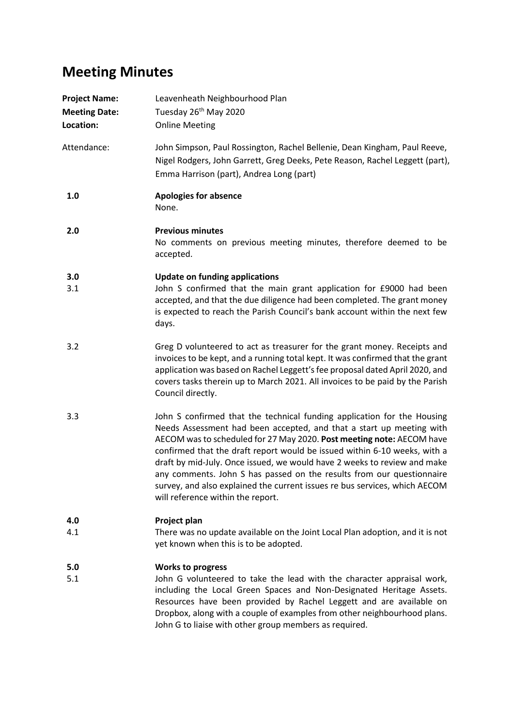# Meeting Minutes

**Project Name:** Leavenheath Neighbourhood Plan
**Meeting Date:** Tuesday 26th May 2020
**Location:** Online Meeting

Attendance: John Simpson, Paul Rossington, Rachel Bellenie, Dean Kingham, Paul Reeve, Nigel Rodgers, John Garrett, Greg Deeks, Pete Reason, Rachel Leggett (part), Emma Harrison (part), Andrea Long (part)

**1.0 Apologies for absence**

None.

**2.0 Previous minutes**

No comments on previous meeting minutes, therefore deemed to be accepted.

**3.0 Update on funding applications**

3.1 John S confirmed that the main grant application for £9000 had been accepted, and that the due diligence had been completed. The grant money is expected to reach the Parish Council's bank account within the next few days.

3.2 Greg D volunteered to act as treasurer for the grant money. Receipts and invoices to be kept, and a running total kept. It was confirmed that the grant application was based on Rachel Leggett's fee proposal dated April 2020, and covers tasks therein up to March 2021. All invoices to be paid by the Parish Council directly.

3.3 John S confirmed that the technical funding application for the Housing Needs Assessment had been accepted, and that a start up meeting with AECOM was to scheduled for 27 May 2020. **Post meeting note:** AECOM have confirmed that the draft report would be issued within 6-10 weeks, with a draft by mid-July. Once issued, we would have 2 weeks to review and make any comments. John S has passed on the results from our questionnaire survey, and also explained the current issues re bus services, which AECOM will reference within the report.

**4.0 Project plan**

4.1 There was no update available on the Joint Local Plan adoption, and it is not yet known when this is to be adopted.

**5.0 Works to progress**

5.1 John G volunteered to take the lead with the character appraisal work, including the Local Green Spaces and Non-Designated Heritage Assets. Resources have been provided by Rachel Leggett and are available on Dropbox, along with a couple of examples from other neighbourhood plans. John G to liaise with other group members as required.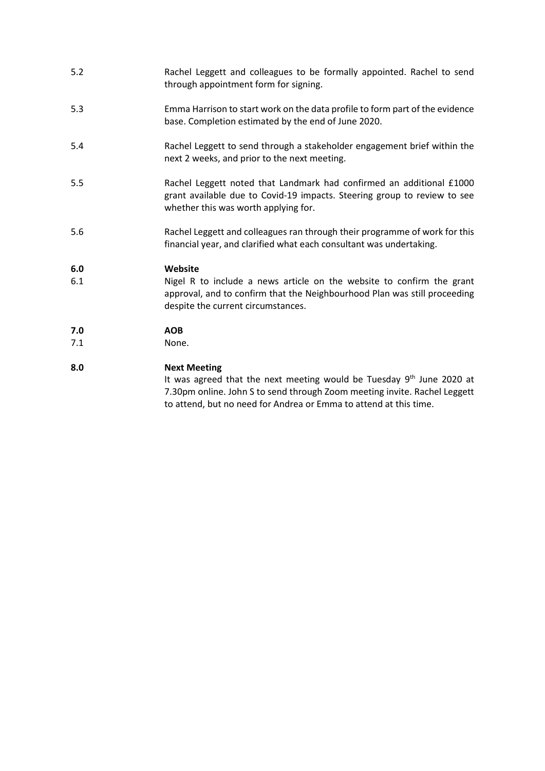5.2 Rachel Leggett and colleagues to be formally appointed. Rachel to send through appointment form for signing.

5.3 Emma Harrison to start work on the data profile to form part of the evidence base. Completion estimated by the end of June 2020.

5.4 Rachel Leggett to send through a stakeholder engagement brief within the next 2 weeks, and prior to the next meeting.

5.5 Rachel Leggett noted that Landmark had confirmed an additional £1000 grant available due to Covid-19 impacts. Steering group to review to see whether this was worth applying for.

5.6 Rachel Leggett and colleagues ran through their programme of work for this financial year, and clarified what each consultant was undertaking.

**6.0 Website**

6.1 Nigel R to include a news article on the website to confirm the grant approval, and to confirm that the Neighbourhood Plan was still proceeding despite the current circumstances.

**7.0 AOB**

7.1 None.

**8.0 Next Meeting**

It was agreed that the next meeting would be Tuesday 9th June 2020 at 7.30pm online. John S to send through Zoom meeting invite. Rachel Leggett to attend, but no need for Andrea or Emma to attend at this time.